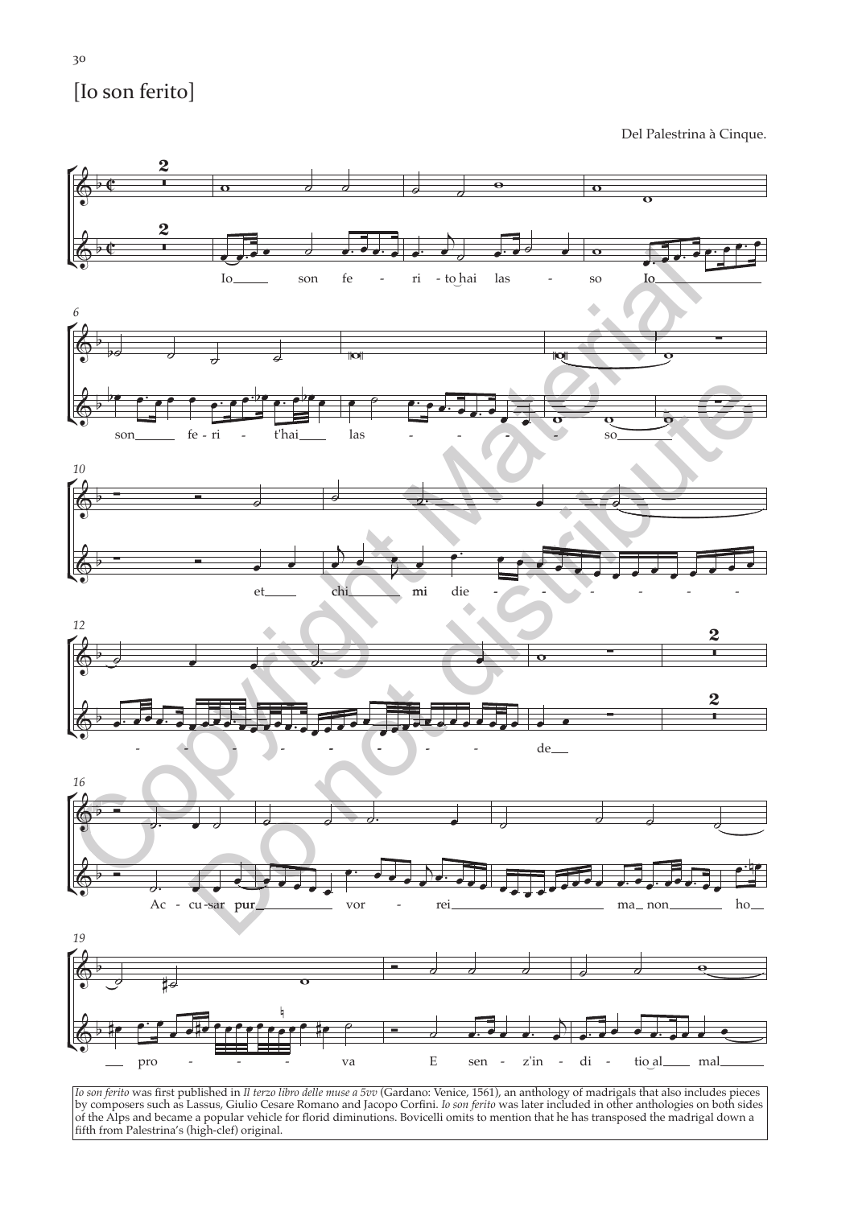# [Io son ferito]

Del Palestrina à Cinque.

*Io son ferito* was first published in *Il terzo libro delle muse a 5vv* (Gardano: Venice, 1561), an anthology of madrigals that also includes pieces by composers such as Lassus, Giulio Cesare Romano and Jacopo Corfini. *Io son ferito* was later included in other anthologies on both sides of the Alps and became a popular vehicle for florid diminutions. Bovicelli omits to mention that he has transposed the madrigal down a fifth from Palestrina's (high-clef) original.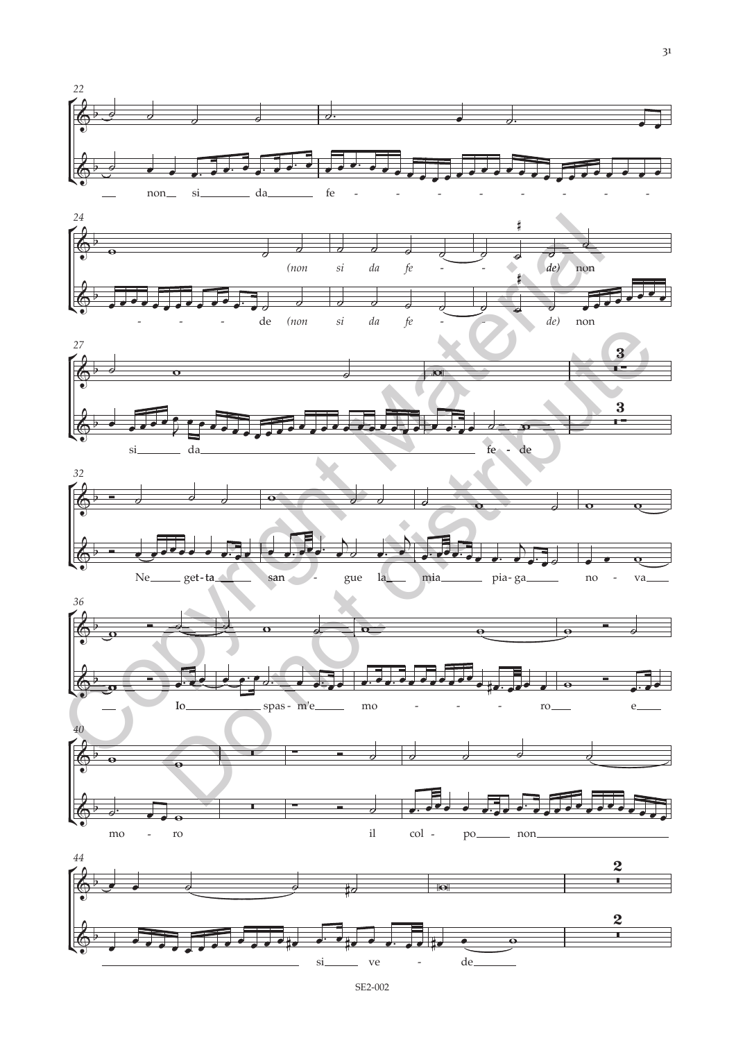22

non si da fe - - - - - - - - - -

24

(non si da fe - de) non

- - - - de (non si da fe - - de) non

27

si da fe - de

32

Ne get-ta san - gue la mia pia-ga no - va

36

Io spas-m'e mo - - - - ro e

40

mo - ro il col - po non

44

si ve - de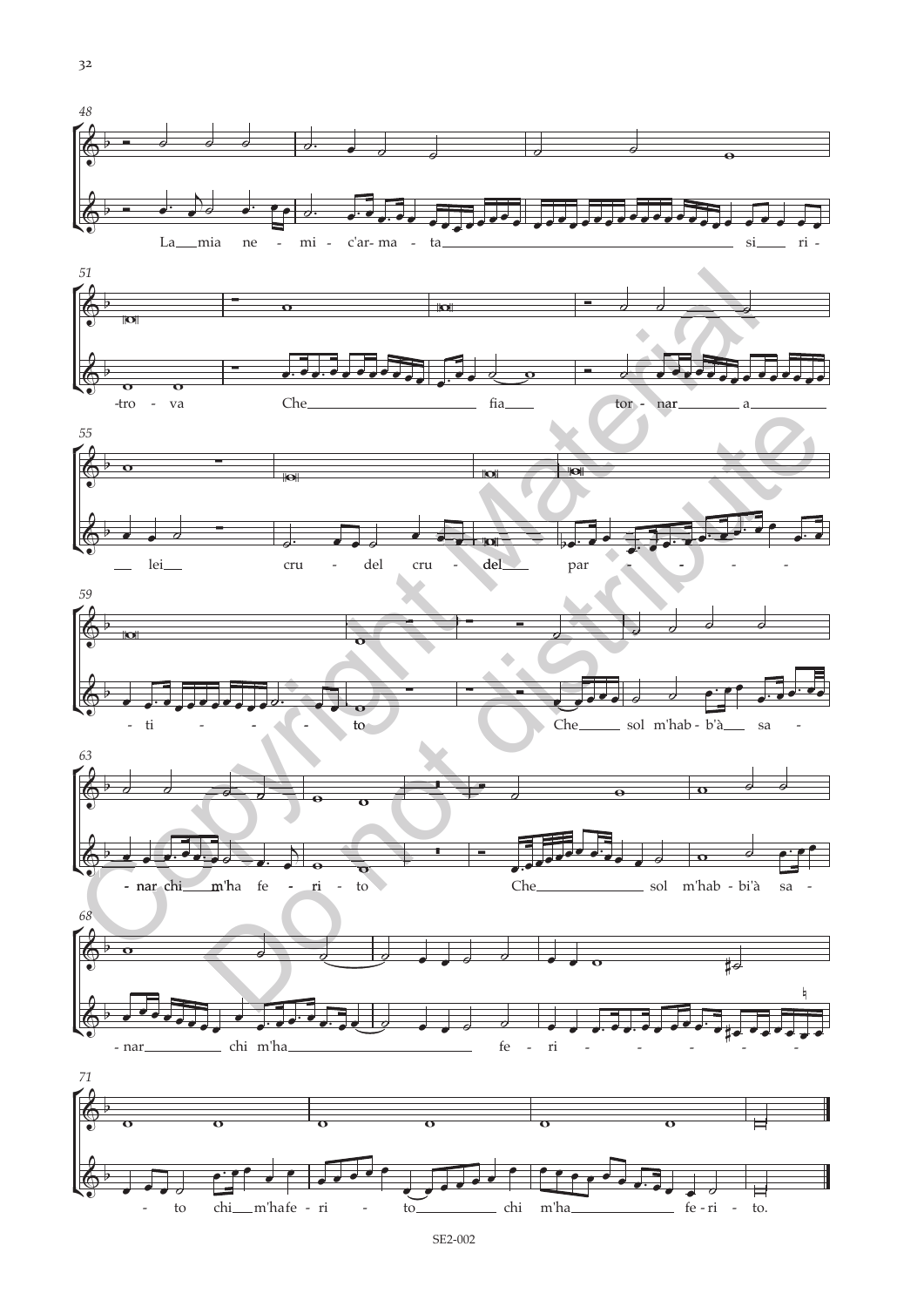48

La mia ne - mi - c'ar- ma - ta si ri -

51

-tro - va Che fia tor - nar a

55

lei cru - del cru - del par - - - -

59

- ti - - - to Che sol m'hab - b'à sa -

63

- nar chi m'ha fe - ri - to Che sol m'hab - bi'à sa -

68

- nar chi m'ha fe - ri - - - - - -

71

- to chi m'ha fe - ri - to chi m'ha fe - ri - to.